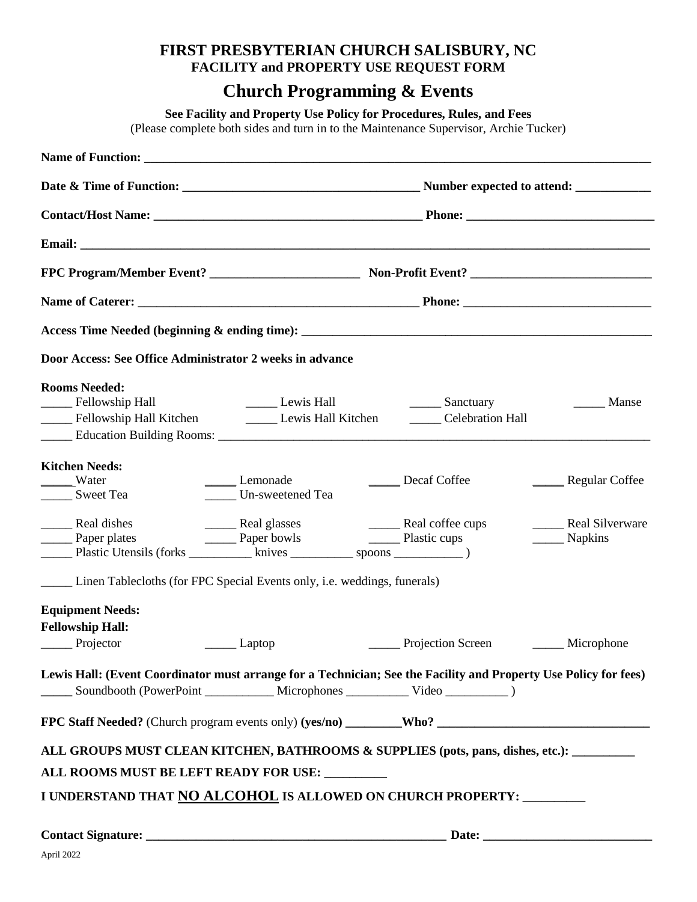# FIRST PRESBYTERIAN CHURCH SALISBURY, NC
## FACILITY and PROPERTY USE REQUEST FORM

## Church Programming & Events

**See Facility and Property Use Policy for Procedures, Rules, and Fees**
(Please complete both sides and turn in to the Maintenance Supervisor, Archie Tucker)

**Name of Function:** ______________________________________________

**Date & Time of Function:** ______________________________ **Number expected to attend:** ____________

**Contact/Host Name:** ______________________________ **Phone:** ______________________________

**Email:** ______________________________________________

**FPC Program/Member Event?** ________________________ **Non-Profit Event?** ____________________________

**Name of Caterer:** ______________________________ **Phone:** ______________________________

**Access Time Needed (beginning & ending time):** ______________________________

**Door Access: See Office Administrator 2 weeks in advance**

**Rooms Needed:**

_____ Fellowship Hall
_____ Lewis Hall
_____ Sanctuary
_____ Manse
_____ Fellowship Hall Kitchen
_____ Lewis Hall Kitchen
_____ Celebration Hall
_____ Education Building Rooms: ______________________________

**Kitchen Needs:**

_____ Water
_____ Lemonade
_____ Decaf Coffee
_____ Regular Coffee
_____ Sweet Tea
_____ Un-sweetened Tea

_____ Real dishes
_____ Real glasses
_____ Real coffee cups
_____ Real Silverware
_____ Paper plates
_____ Paper bowls
_____ Plastic cups
_____ Napkins
_____ Plastic Utensils (forks __________ knives __________ spoons ___________ )

_____ Linen Tablecloths (for FPC Special Events only, i.e. weddings, funerals)

**Equipment Needs:**

**Fellowship Hall:**

_____ Projector
_____ Laptop
_____ Projection Screen
_____ Microphone

**Lewis Hall: (Event Coordinator must arrange for a Technician; See the Facility and Property Use Policy for fees)**

_____ Soundbooth (PowerPoint ___________ Microphones __________ Video __________ )

**FPC Staff Needed?** (Church program events only) **(yes/no)** _________**Who?** ______________________________

**ALL GROUPS MUST CLEAN KITCHEN, BATHROOMS & SUPPLIES (pots, pans, dishes, etc.):** __________

**ALL ROOMS MUST BE LEFT READY FOR USE:** __________

**I UNDERSTAND THAT <u>NO ALCOHOL</u> IS ALLOWED ON CHURCH PROPERTY:** __________

**Contact Signature:** ______________________________ **Date:** ______________________________

April 2022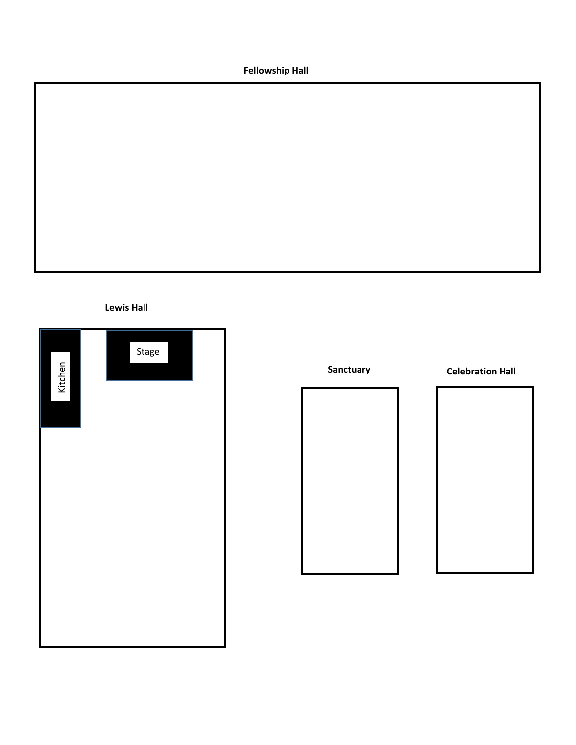**Fellowship Hall**

**Lewis Hall**

Kitchen

Stage

**Sanctuary**

**Celebration Hall**